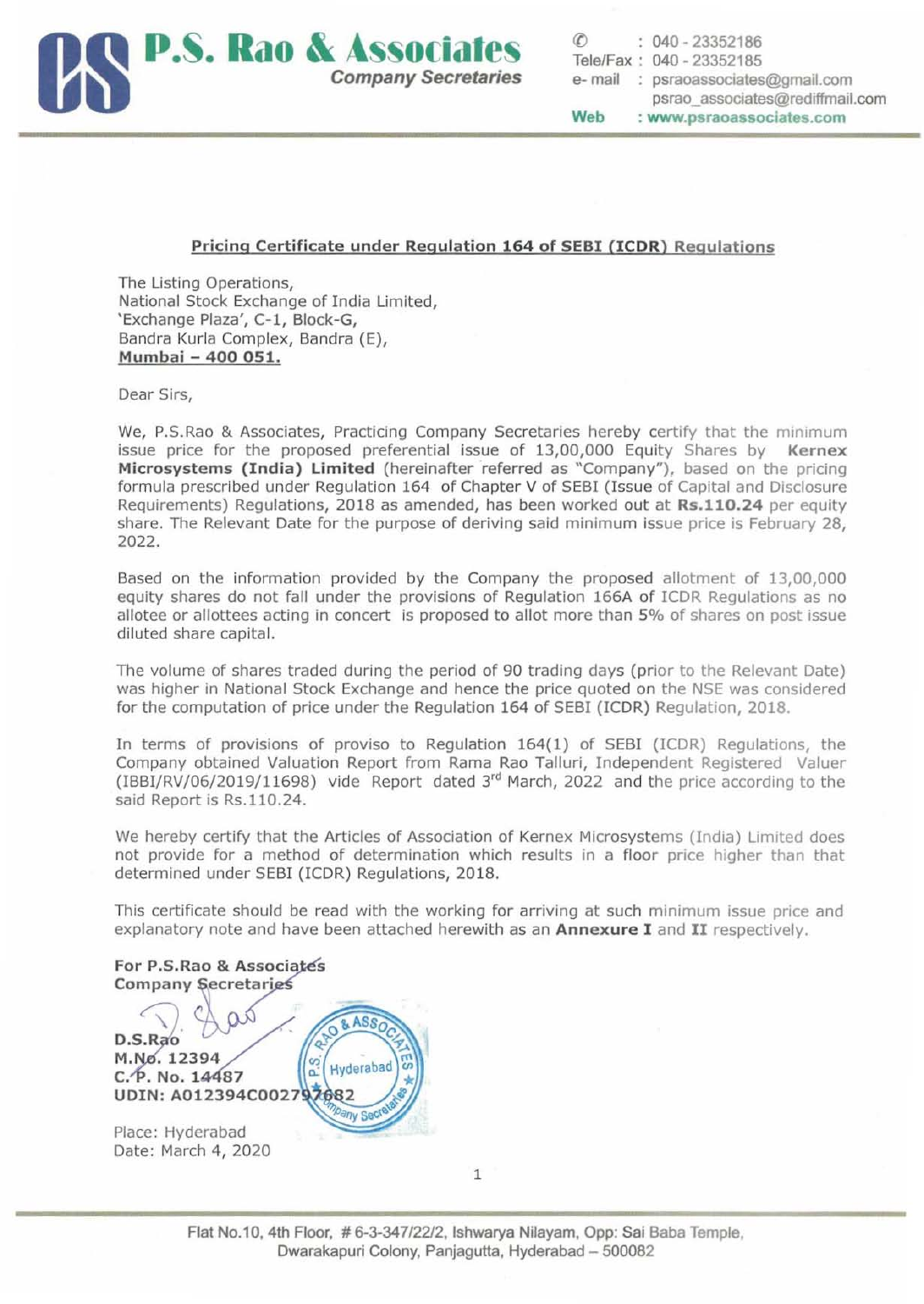**P.S. Rao & Associates**
*Company Secretaries*

✆ : 040 - 23352186
Tele/Fax : 040 - 23352185
e- mail : psraoassociates@gmail.com
psrao_associates@rediffmail.com
Web : www.psraoassociates.com

## Pricing Certificate under Regulation 164 of SEBI (ICDR) Regulations

The Listing Operations,
National Stock Exchange of India Limited,
'Exchange Plaza', C-1, Block-G,
Bandra Kurla Complex, Bandra (E),
**Mumbai – 400 051.**

Dear Sirs,

We, P.S.Rao & Associates, Practicing Company Secretaries hereby certify that the minimum issue price for the proposed preferential issue of 13,00,000 Equity Shares by **Kernex Microsystems (India) Limited** (hereinafter referred as "Company"), based on the pricing formula prescribed under Regulation 164 of Chapter V of SEBI (Issue of Capital and Disclosure Requirements) Regulations, 2018 as amended, has been worked out at **Rs.110.24** per equity share. The Relevant Date for the purpose of deriving said minimum issue price is February 28, 2022.

Based on the information provided by the Company the proposed allotment of 13,00,000 equity shares do not fall under the provisions of Regulation 166A of ICDR Regulations as no allotee or allottees acting in concert is proposed to allot more than 5% of shares on post issue diluted share capital.

The volume of shares traded during the period of 90 trading days (prior to the Relevant Date) was higher in National Stock Exchange and hence the price quoted on the NSE was considered for the computation of price under the Regulation 164 of SEBI (ICDR) Regulation, 2018.

In terms of provisions of proviso to Regulation 164(1) of SEBI (ICDR) Regulations, the Company obtained Valuation Report from Rama Rao Talluri, Independent Registered Valuer (IBBI/RV/06/2019/11698) vide Report dated 3rd March, 2022 and the price according to the said Report is Rs.110.24.

We hereby certify that the Articles of Association of Kernex Microsystems (India) Limited does not provide for a method of determination which results in a floor price higher than that determined under SEBI (ICDR) Regulations, 2018.

This certificate should be read with the working for arriving at such minimum issue price and explanatory note and have been attached herewith as an **Annexure I** and **II** respectively.

**For P.S.Rao & Associates**
**Company Secretaries**

**D.S.Rao**
**M.No. 12394**
**C.P. No. 14487**
**UDIN: A012394C002797682**

Place: Hyderabad
Date: March 4, 2020

Flat No.10, 4th Floor, # 6-3-347/22/2, Ishwarya Nilayam, Opp: Sai Baba Temple, Dwarakapuri Colony, Panjagutta, Hyderabad – 500082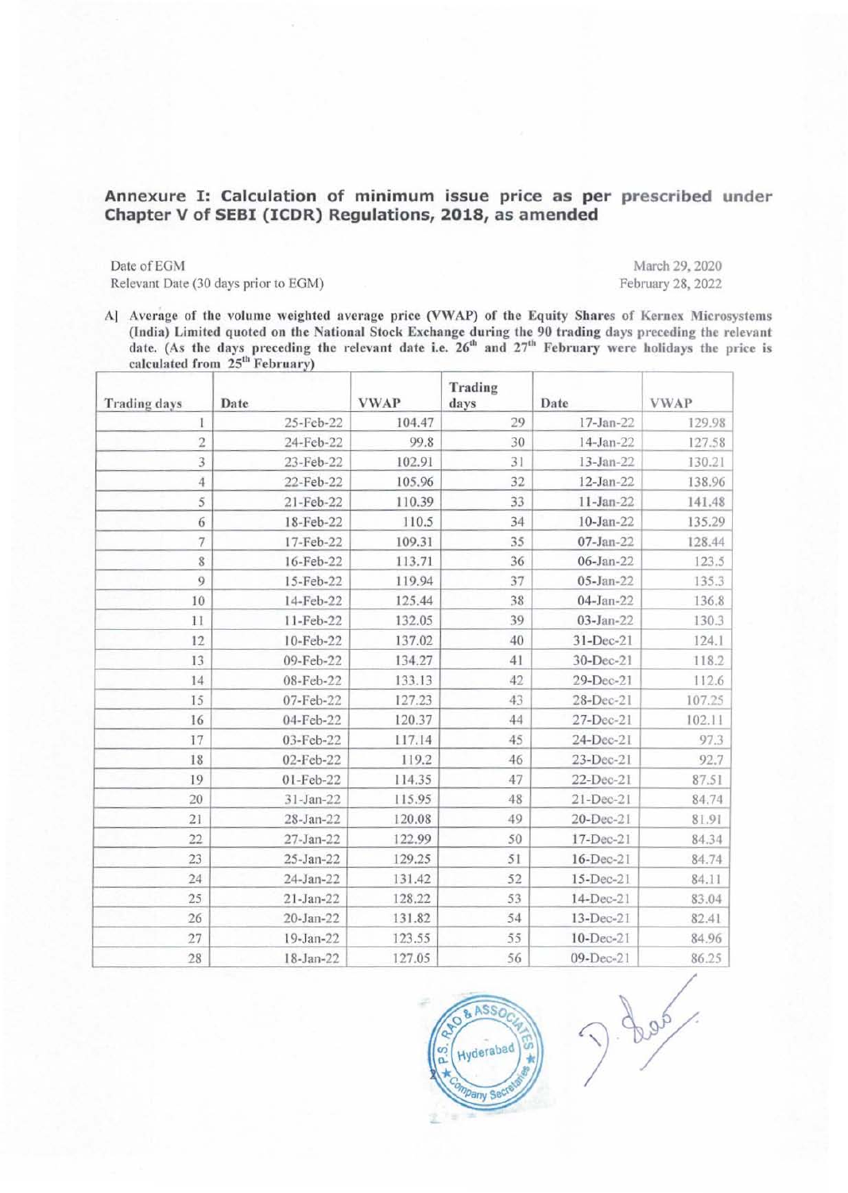## Annexure I: Calculation of minimum issue price as per prescribed under Chapter V of SEBI (ICDR) Regulations, 2018, as amended

Date of EGM — March 29, 2020

Relevant Date (30 days prior to EGM) — February 28, 2022

A] Average of the volume weighted average price (VWAP) of the Equity Shares of Kernex Microsystems (India) Limited quoted on the National Stock Exchange during the 90 trading days preceding the relevant date. (As the days preceding the relevant date i.e. 26th and 27th February were holidays the price is calculated from 25th February)

| Trading days | Date | VWAP | Trading days | Date | VWAP |
|---|---|---|---|---|---|
| 1 | 25-Feb-22 | 104.47 | 29 | 17-Jan-22 | 129.98 |
| 2 | 24-Feb-22 | 99.8 | 30 | 14-Jan-22 | 127.58 |
| 3 | 23-Feb-22 | 102.91 | 31 | 13-Jan-22 | 130.21 |
| 4 | 22-Feb-22 | 105.96 | 32 | 12-Jan-22 | 138.96 |
| 5 | 21-Feb-22 | 110.39 | 33 | 11-Jan-22 | 141.48 |
| 6 | 18-Feb-22 | 110.5 | 34 | 10-Jan-22 | 135.29 |
| 7 | 17-Feb-22 | 109.31 | 35 | 07-Jan-22 | 128.44 |
| 8 | 16-Feb-22 | 113.71 | 36 | 06-Jan-22 | 123.5 |
| 9 | 15-Feb-22 | 119.94 | 37 | 05-Jan-22 | 135.3 |
| 10 | 14-Feb-22 | 125.44 | 38 | 04-Jan-22 | 136.8 |
| 11 | 11-Feb-22 | 132.05 | 39 | 03-Jan-22 | 130.3 |
| 12 | 10-Feb-22 | 137.02 | 40 | 31-Dec-21 | 124.1 |
| 13 | 09-Feb-22 | 134.27 | 41 | 30-Dec-21 | 118.2 |
| 14 | 08-Feb-22 | 133.13 | 42 | 29-Dec-21 | 112.6 |
| 15 | 07-Feb-22 | 127.23 | 43 | 28-Dec-21 | 107.25 |
| 16 | 04-Feb-22 | 120.37 | 44 | 27-Dec-21 | 102.11 |
| 17 | 03-Feb-22 | 117.14 | 45 | 24-Dec-21 | 97.3 |
| 18 | 02-Feb-22 | 119.2 | 46 | 23-Dec-21 | 92.7 |
| 19 | 01-Feb-22 | 114.35 | 47 | 22-Dec-21 | 87.51 |
| 20 | 31-Jan-22 | 115.95 | 48 | 21-Dec-21 | 84.74 |
| 21 | 28-Jan-22 | 120.08 | 49 | 20-Dec-21 | 81.91 |
| 22 | 27-Jan-22 | 122.99 | 50 | 17-Dec-21 | 84.34 |
| 23 | 25-Jan-22 | 129.25 | 51 | 16-Dec-21 | 84.74 |
| 24 | 24-Jan-22 | 131.42 | 52 | 15-Dec-21 | 84.11 |
| 25 | 21-Jan-22 | 128.22 | 53 | 14-Dec-21 | 83.04 |
| 26 | 20-Jan-22 | 131.82 | 54 | 13-Dec-21 | 82.41 |
| 27 | 19-Jan-22 | 123.55 | 55 | 10-Dec-21 | 84.96 |
| 28 | 18-Jan-22 | 127.05 | 56 | 09-Dec-21 | 86.25 |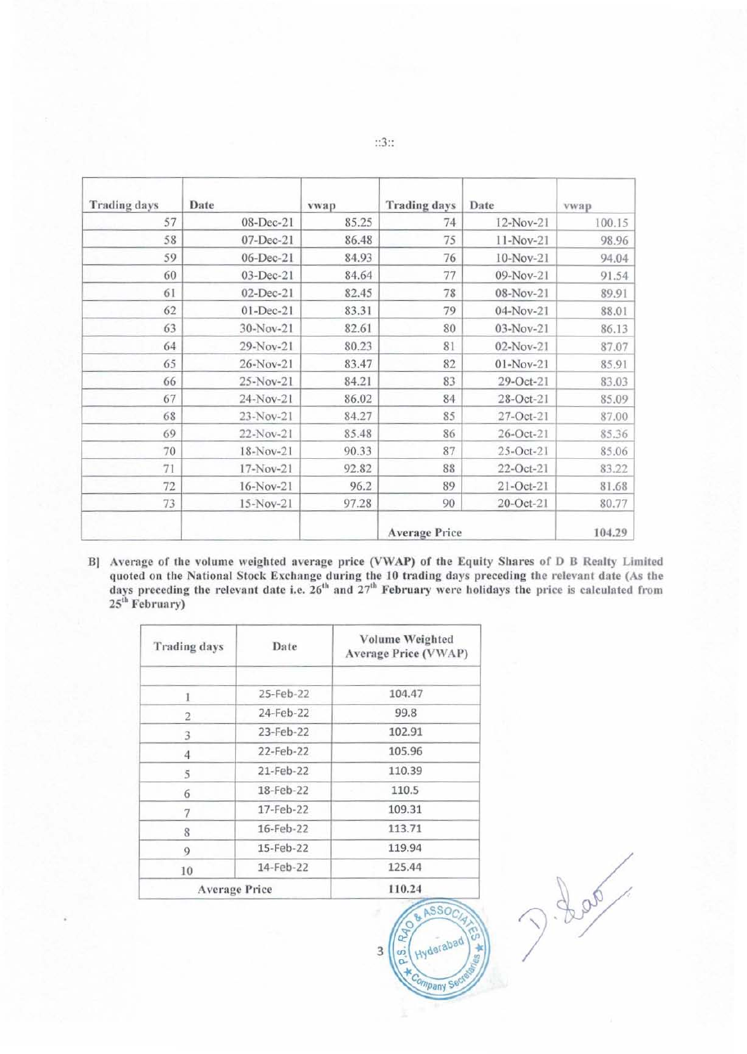| Trading days | Date | vwap | Trading days | Date | vwap |
|---|---|---|---|---|---|
| 57 | 08-Dec-21 | 85.25 | 74 | 12-Nov-21 | 100.15 |
| 58 | 07-Dec-21 | 86.48 | 75 | 11-Nov-21 | 98.96 |
| 59 | 06-Dec-21 | 84.93 | 76 | 10-Nov-21 | 94.04 |
| 60 | 03-Dec-21 | 84.64 | 77 | 09-Nov-21 | 91.54 |
| 61 | 02-Dec-21 | 82.45 | 78 | 08-Nov-21 | 89.91 |
| 62 | 01-Dec-21 | 83.31 | 79 | 04-Nov-21 | 88.01 |
| 63 | 30-Nov-21 | 82.61 | 80 | 03-Nov-21 | 86.13 |
| 64 | 29-Nov-21 | 80.23 | 81 | 02-Nov-21 | 87.07 |
| 65 | 26-Nov-21 | 83.47 | 82 | 01-Nov-21 | 85.91 |
| 66 | 25-Nov-21 | 84.21 | 83 | 29-Oct-21 | 83.03 |
| 67 | 24-Nov-21 | 86.02 | 84 | 28-Oct-21 | 85.09 |
| 68 | 23-Nov-21 | 84.27 | 85 | 27-Oct-21 | 87.00 |
| 69 | 22-Nov-21 | 85.48 | 86 | 26-Oct-21 | 85.36 |
| 70 | 18-Nov-21 | 90.33 | 87 | 25-Oct-21 | 85.06 |
| 71 | 17-Nov-21 | 92.82 | 88 | 22-Oct-21 | 83.22 |
| 72 | 16-Nov-21 | 96.2 | 89 | 21-Oct-21 | 81.68 |
| 73 | 15-Nov-21 | 97.28 | 90 | 20-Oct-21 | 80.77 |
| | | | Average Price | | 104.29 |

**B] Average of the volume weighted average price (VWAP) of the Equity Shares of D B Realty Limited quoted on the National Stock Exchange during the 10 trading days preceding the relevant date (As the days preceding the relevant date i.e. 26th and 27th February were holidays the price is calculated from 25th February)**

| Trading days | Date | Volume Weighted Average Price (VWAP) |
|---|---|---|
| | | |
| 1 | 25-Feb-22 | 104.47 |
| 2 | 24-Feb-22 | 99.8 |
| 3 | 23-Feb-22 | 102.91 |
| 4 | 22-Feb-22 | 105.96 |
| 5 | 21-Feb-22 | 110.39 |
| 6 | 18-Feb-22 | 110.5 |
| 7 | 17-Feb-22 | 109.31 |
| 8 | 16-Feb-22 | 113.71 |
| 9 | 15-Feb-22 | 119.94 |
| 10 | 14-Feb-22 | 125.44 |
| Average Price | | 110.24 |

P.S. RAO & ASSOCIATES Hyderabad Company Secretaries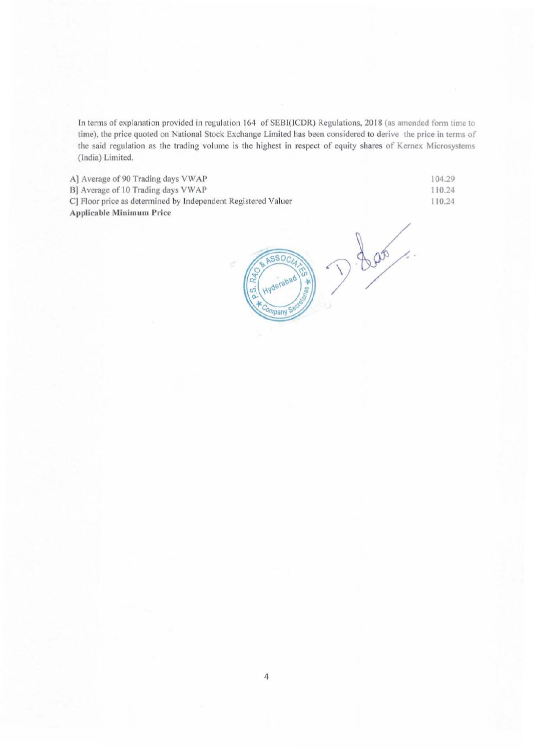In terms of explanation provided in regulation 164 of SEBI(ICDR) Regulations, 2018 (as amended form time to time), the price quoted on National Stock Exchange Limited has been considered to derive the price in terms of the said regulation as the trading volume is the highest in respect of equity shares of Kernex Microsystems (India) Limited.

| | |
|---|---|
| A] Average of 90 Trading days VWAP | 104.29 |
| B] Average of 10 Trading days VWAP | 110.24 |
| C] Floor price as determined by Independent Registered Valuer | 110.24 |
| **Applicable Minimum Price** | |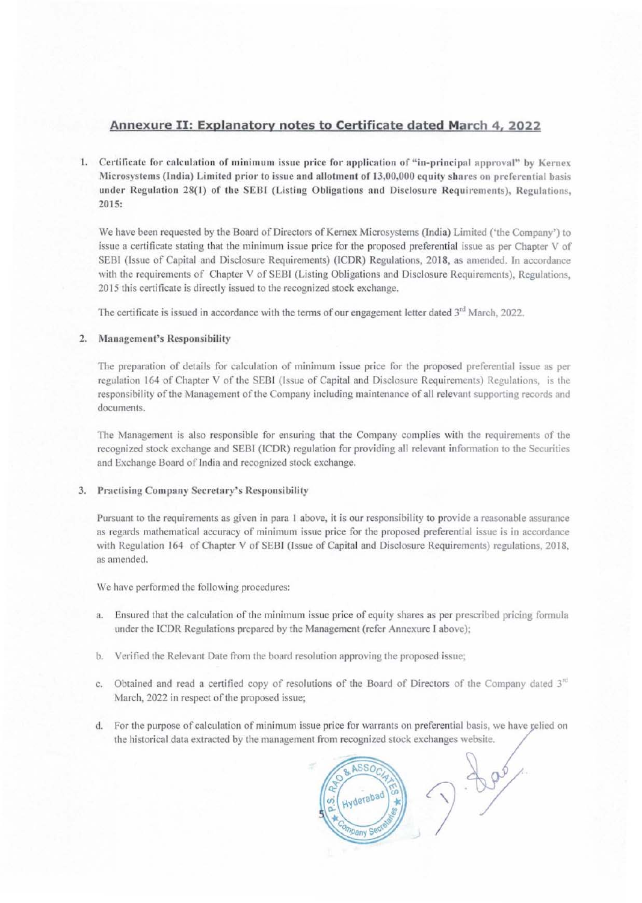## Annexure II: Explanatory notes to Certificate dated March 4, 2022

1. **Certificate for calculation of minimum issue price for application of "in-principal approval" by Kernex Microsystems (India) Limited prior to issue and allotment of 13,00,000 equity shares on preferential basis under Regulation 28(1) of the SEBI (Listing Obligations and Disclosure Requirements), Regulations, 2015:**

   We have been requested by the Board of Directors of Kernex Microsystems (India) Limited ('the Company') to issue a certificate stating that the minimum issue price for the proposed preferential issue as per Chapter V of SEBI (Issue of Capital and Disclosure Requirements) (ICDR) Regulations, 2018, as amended. In accordance with the requirements of Chapter V of SEBI (Listing Obligations and Disclosure Requirements), Regulations, 2015 this certificate is directly issued to the recognized stock exchange.

   The certificate is issued in accordance with the terms of our engagement letter dated 3rd March, 2022.

2. **Management's Responsibility**

   The preparation of details for calculation of minimum issue price for the proposed preferential issue as per regulation 164 of Chapter V of the SEBI (Issue of Capital and Disclosure Requirements) Regulations, is the responsibility of the Management of the Company including maintenance of all relevant supporting records and documents.

   The Management is also responsible for ensuring that the Company complies with the requirements of the recognized stock exchange and SEBI (ICDR) regulation for providing all relevant information to the Securities and Exchange Board of India and recognized stock exchange.

3. **Practising Company Secretary's Responsibility**

   Pursuant to the requirements as given in para 1 above, it is our responsibility to provide a reasonable assurance as regards mathematical accuracy of minimum issue price for the proposed preferential issue is in accordance with Regulation 164 of Chapter V of SEBI (Issue of Capital and Disclosure Requirements) regulations, 2018, as amended.

   We have performed the following procedures:

   a. Ensured that the calculation of the minimum issue price of equity shares as per prescribed pricing formula under the ICDR Regulations prepared by the Management (refer Annexure I above);

   b. Verified the Relevant Date from the board resolution approving the proposed issue;

   c. Obtained and read a certified copy of resolutions of the Board of Directors of the Company dated 3rd March, 2022 in respect of the proposed issue;

   d. For the purpose of calculation of minimum issue price for warrants on preferential basis, we have relied on the historical data extracted by the management from recognized stock exchanges website.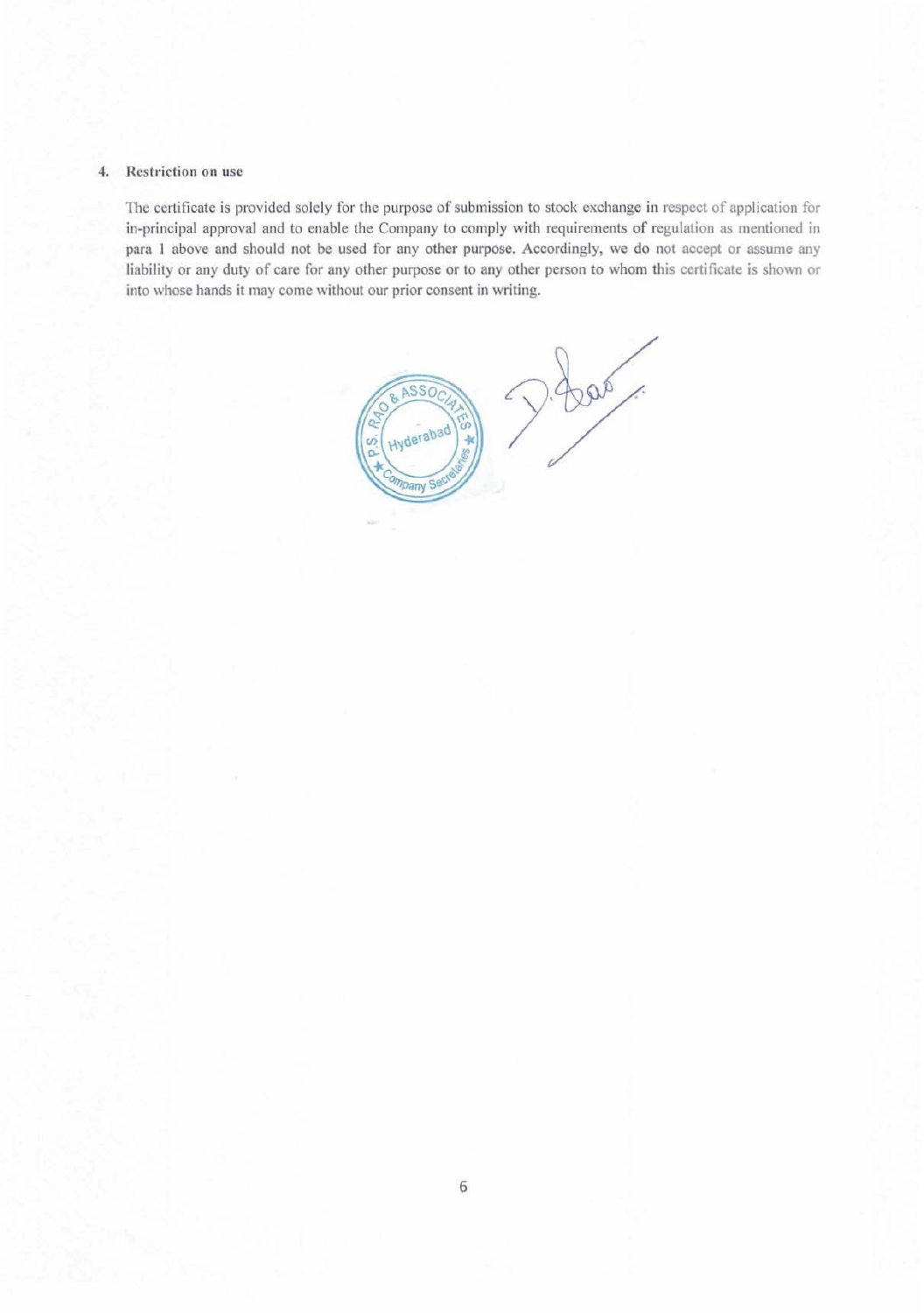## 4. Restriction on use

The certificate is provided solely for the purpose of submission to stock exchange in respect of application for in-principal approval and to enable the Company to comply with requirements of regulation as mentioned in para 1 above and should not be used for any other purpose. Accordingly, we do not accept or assume any liability or any duty of care for any other purpose or to any other person to whom this certificate is shown or into whose hands it may come without our prior consent in writing.

P.S. RAO & ASSOCIATES
Hyderabad
Company Secretaries